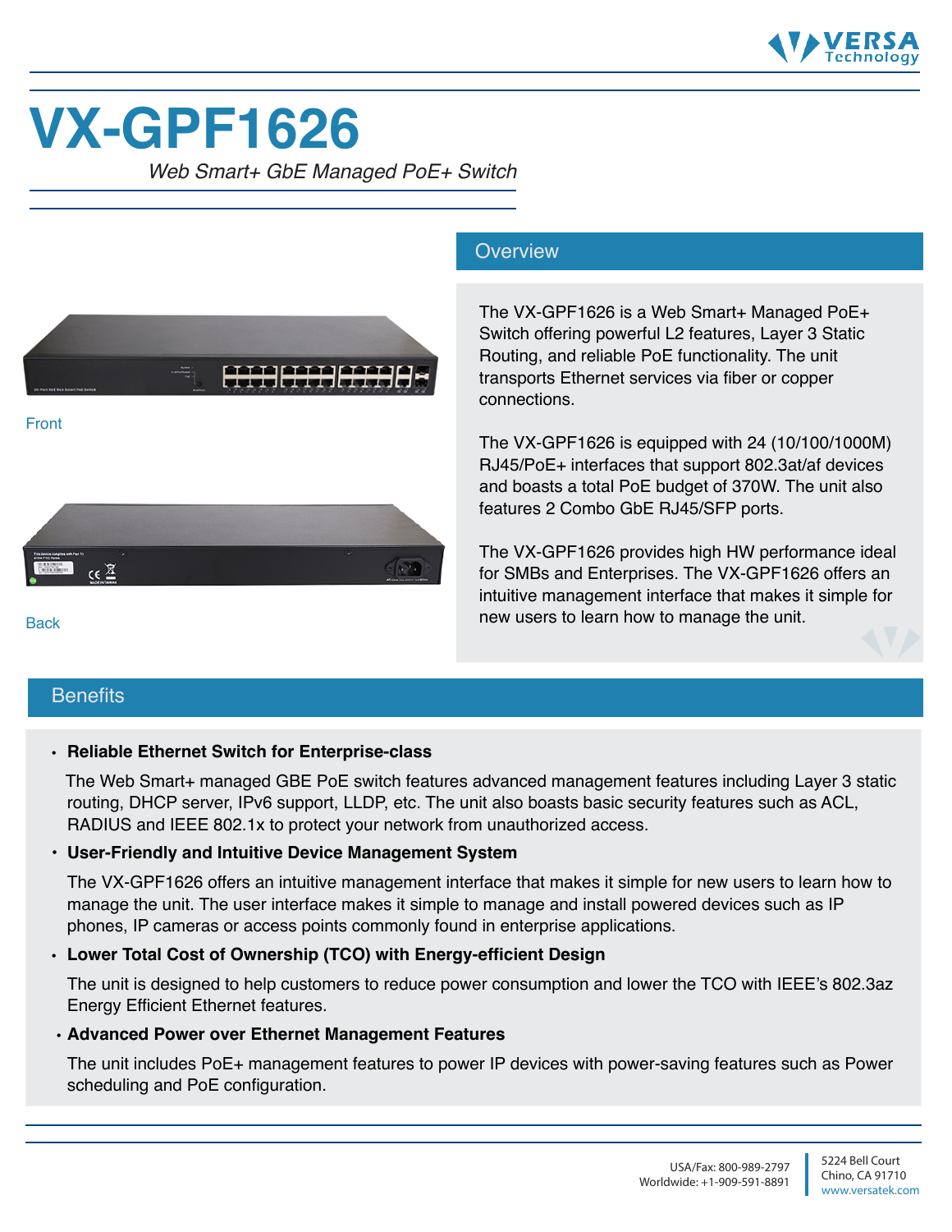# VX-GPF1626

*Web Smart+ GbE Managed PoE+ Switch*

Front

Back

## Overview

The VX-GPF1626 is a Web Smart+ Managed PoE+ Switch offering powerful L2 features, Layer 3 Static Routing, and reliable PoE functionality. The unit transports Ethernet services via fiber or copper connections.

The VX-GPF1626 is equipped with 24 (10/100/1000M) RJ45/PoE+ interfaces that support 802.3at/af devices and boasts a total PoE budget of 370W. The unit also features 2 Combo GbE RJ45/SFP ports.

The VX-GPF1626 provides high HW performance ideal for SMBs and Enterprises. The VX-GPF1626 offers an intuitive management interface that makes it simple for new users to learn how to manage the unit.

## Benefits

- **Reliable Ethernet Switch for Enterprise-class**

  The Web Smart+ managed GBE PoE switch features advanced management features including Layer 3 static routing, DHCP server, IPv6 support, LLDP, etc. The unit also boasts basic security features such as ACL, RADIUS and IEEE 802.1x to protect your network from unauthorized access.

- **User-Friendly and Intuitive Device Management System**

  The VX-GPF1626 offers an intuitive management interface that makes it simple for new users to learn how to manage the unit. The user interface makes it simple to manage and install powered devices such as IP phones, IP cameras or access points commonly found in enterprise applications.

- **Lower Total Cost of Ownership (TCO) with Energy-efficient Design**

  The unit is designed to help customers to reduce power consumption and lower the TCO with IEEE's 802.3az Energy Efficient Ethernet features.

- **Advanced Power over Ethernet Management Features**

  The unit includes PoE+ management features to power IP devices with power-saving features such as Power scheduling and PoE configuration.

USA/Fax: 800-989-2797
Worldwide: +1-909-591-8891

5224 Bell Court
Chino, CA 91710
www.versatek.com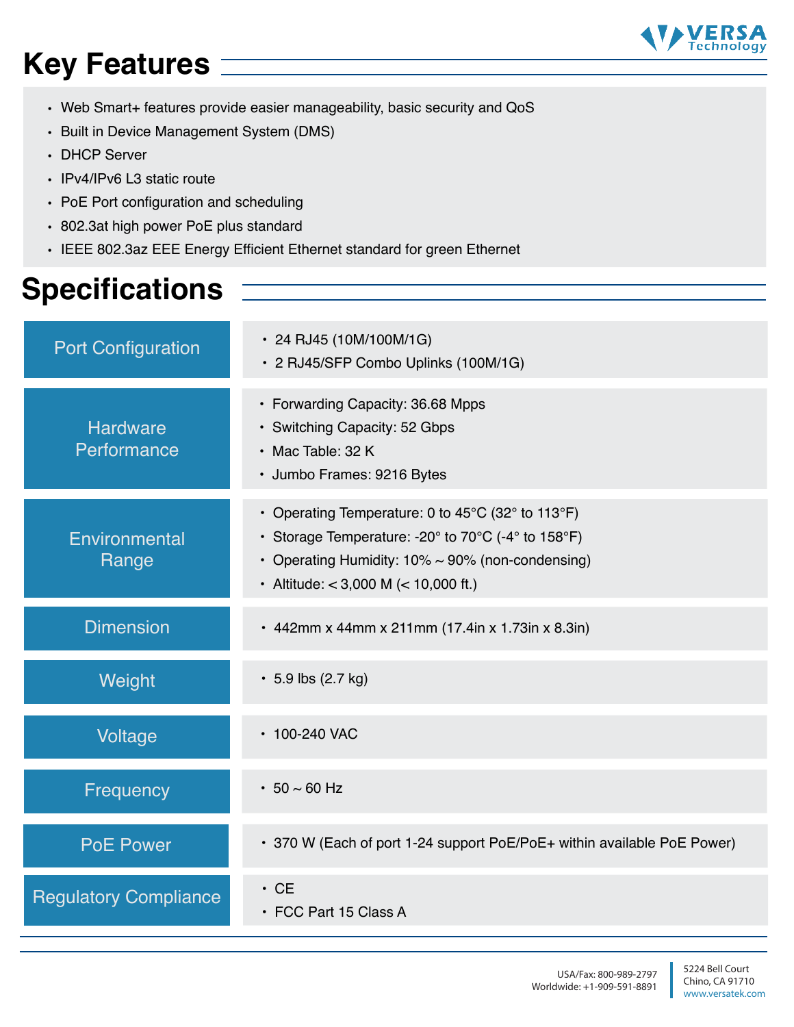## Key Features

- Web Smart+ features provide easier manageability, basic security and QoS
- Built in Device Management System (DMS)
- DHCP Server
- IPv4/IPv6 L3 static route
- PoE Port configuration and scheduling
- 802.3at high power PoE plus standard
- IEEE 802.3az EEE Energy Efficient Ethernet standard for green Ethernet

## Specifications

| Specification | Details |
|---|---|
| Port Configuration | • 24 RJ45 (10M/100M/1G)<br>• 2 RJ45/SFP Combo Uplinks (100M/1G) |
| Hardware Performance | • Forwarding Capacity: 36.68 Mpps<br>• Switching Capacity: 52 Gbps<br>• Mac Table: 32 K<br>• Jumbo Frames: 9216 Bytes |
| Environmental Range | • Operating Temperature: 0 to 45°C (32° to 113°F)<br>• Storage Temperature: -20° to 70°C (-4° to 158°F)<br>• Operating Humidity: 10% ~ 90% (non-condensing)<br>• Altitude: < 3,000 M (< 10,000 ft.) |
| Dimension | • 442mm x 44mm x 211mm (17.4in x 1.73in x 8.3in) |
| Weight | • 5.9 lbs (2.7 kg) |
| Voltage | • 100-240 VAC |
| Frequency | • 50 ~ 60 Hz |
| PoE Power | • 370 W (Each of port 1-24 support PoE/PoE+ within available PoE Power) |
| Regulatory Compliance | • CE<br>• FCC Part 15 Class A |

USA/Fax: 800-989-2797
Worldwide: +1-909-591-8891

5224 Bell Court
Chino, CA 91710
www.versatek.com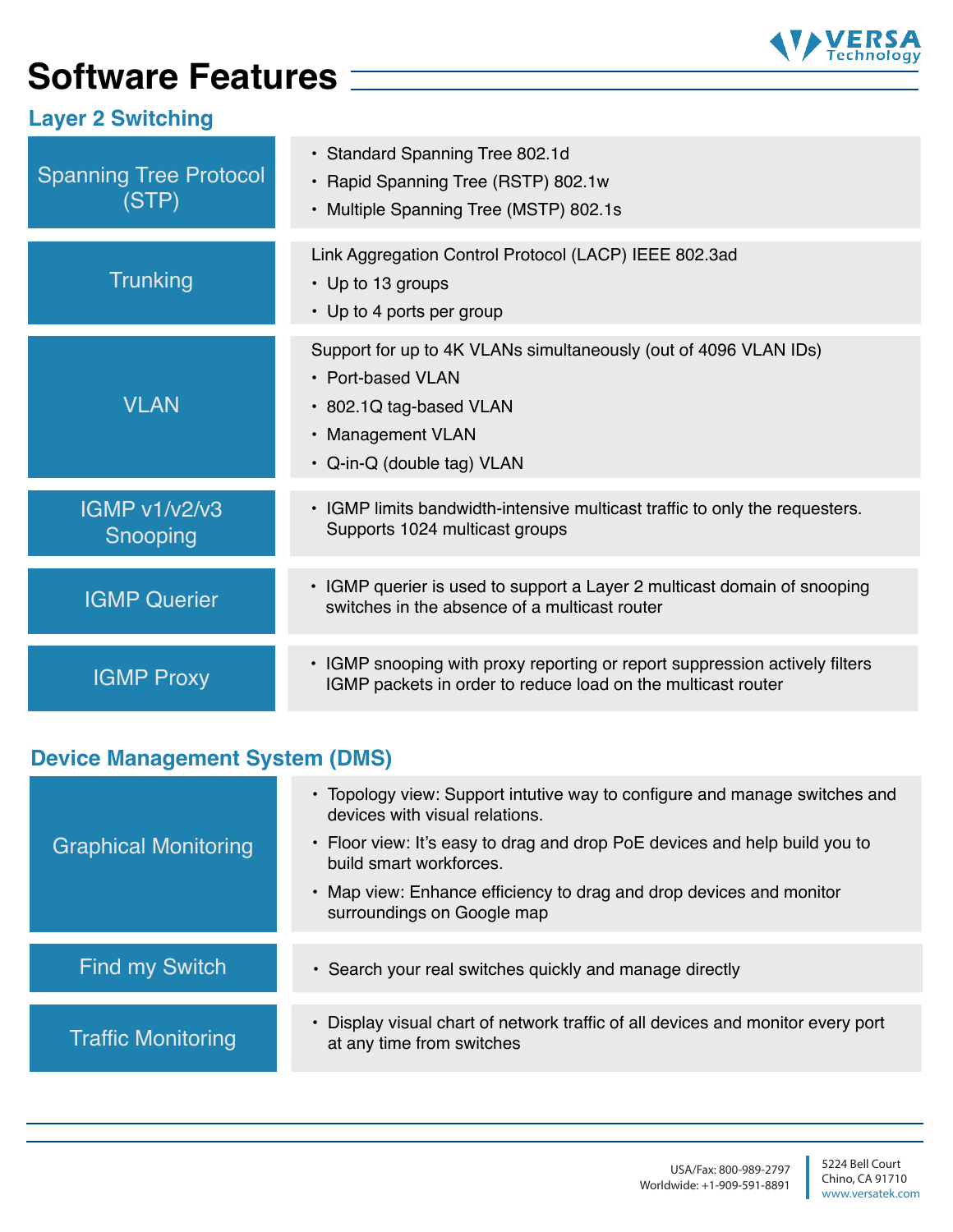# Software Features

## Layer 2 Switching

| Feature | Description |
|---|---|
| Spanning Tree Protocol (STP) | • Standard Spanning Tree 802.1d<br>• Rapid Spanning Tree (RSTP) 802.1w<br>• Multiple Spanning Tree (MSTP) 802.1s |
| Trunking | Link Aggregation Control Protocol (LACP) IEEE 802.3ad<br>• Up to 13 groups<br>• Up to 4 ports per group |
| VLAN | Support for up to 4K VLANs simultaneously (out of 4096 VLAN IDs)<br>• Port-based VLAN<br>• 802.1Q tag-based VLAN<br>• Management VLAN<br>• Q-in-Q (double tag) VLAN |
| IGMP v1/v2/v3 Snooping | • IGMP limits bandwidth-intensive multicast traffic to only the requesters. Supports 1024 multicast groups |
| IGMP Querier | • IGMP querier is used to support a Layer 2 multicast domain of snooping switches in the absence of a multicast router |
| IGMP Proxy | • IGMP snooping with proxy reporting or report suppression actively filters IGMP packets in order to reduce load on the multicast router |

## Device Management System (DMS)

| Feature | Description |
|---|---|
| Graphical Monitoring | • Topology view: Support intutive way to configure and manage switches and devices with visual relations.<br>• Floor view: It's easy to drag and drop PoE devices and help build you to build smart workforces.<br>• Map view: Enhance efficiency to drag and drop devices and monitor surroundings on Google map |
| Find my Switch | • Search your real switches quickly and manage directly |
| Traffic Monitoring | • Display visual chart of network traffic of all devices and monitor every port at any time from switches |

USA/Fax: 800-989-2797
Worldwide: +1-909-591-8891

5224 Bell Court
Chino, CA 91710
www.versatek.com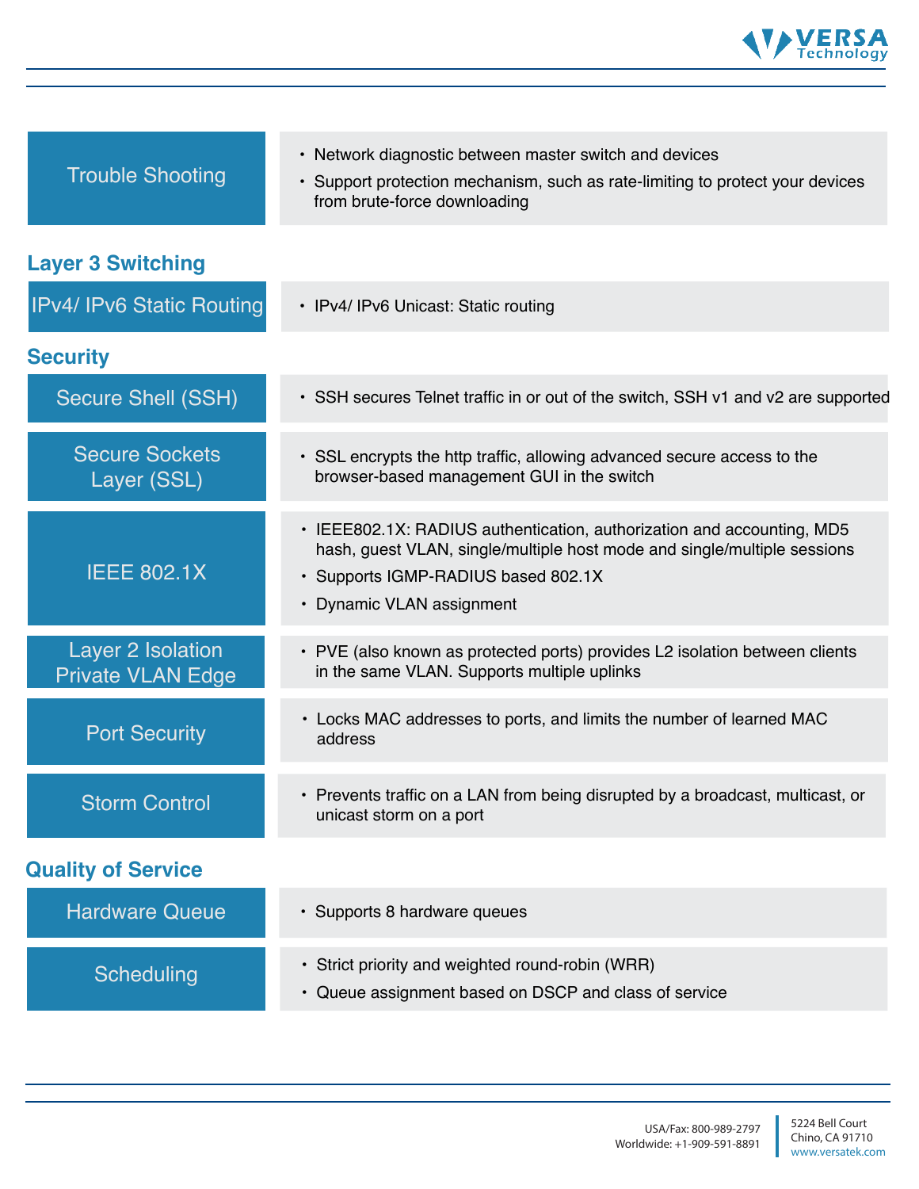| Trouble Shooting | • Network diagnostic between master switch and devices<br>• Support protection mechanism, such as rate-limiting to protect your devices from brute-force downloading |
|---|---|

## Layer 3 Switching

| IPv4/ IPv6 Static Routing | • IPv4/ IPv6 Unicast: Static routing |
|---|---|

## Security

| Secure Shell (SSH) | • SSH secures Telnet traffic in or out of the switch, SSH v1 and v2 are supported |
|---|---|
| Secure Sockets Layer (SSL) | • SSL encrypts the http traffic, allowing advanced secure access to the browser-based management GUI in the switch |
| IEEE 802.1X | • IEEE802.1X: RADIUS authentication, authorization and accounting, MD5 hash, guest VLAN, single/multiple host mode and single/multiple sessions<br>• Supports IGMP-RADIUS based 802.1X<br>• Dynamic VLAN assignment |
| Layer 2 Isolation Private VLAN Edge | • PVE (also known as protected ports) provides L2 isolation between clients in the same VLAN. Supports multiple uplinks |
| Port Security | • Locks MAC addresses to ports, and limits the number of learned MAC address |
| Storm Control | • Prevents traffic on a LAN from being disrupted by a broadcast, multicast, or unicast storm on a port |

## Quality of Service

| Hardware Queue | • Supports 8 hardware queues |
|---|---|
| Scheduling | • Strict priority and weighted round-robin (WRR)<br>• Queue assignment based on DSCP and class of service |

USA/Fax: 800-989-2797
Worldwide: +1-909-591-8891

5224 Bell Court
Chino, CA 91710
www.versatek.com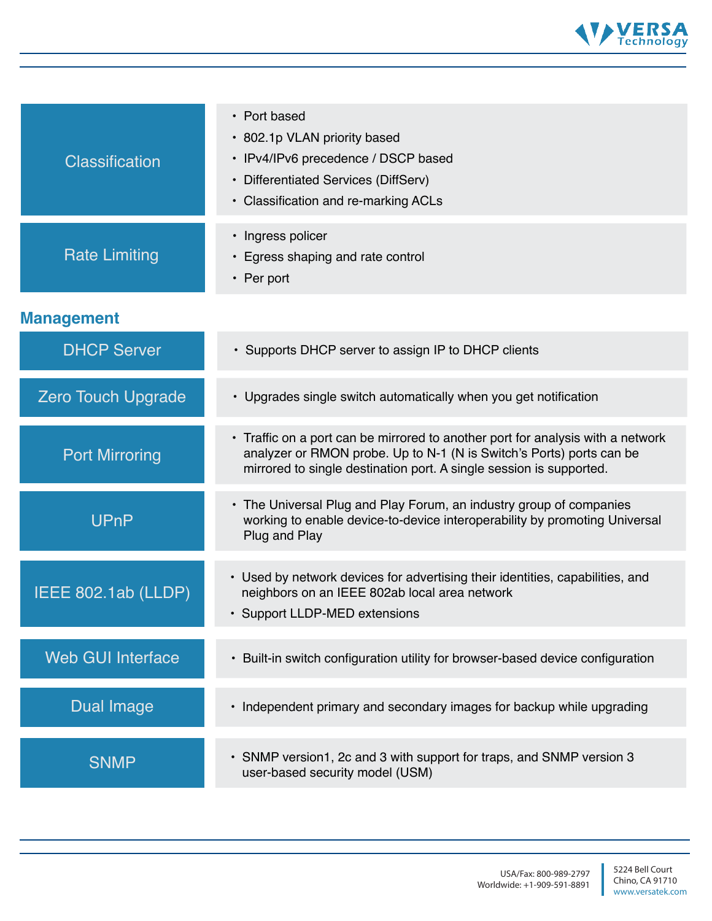| | |
|---|---|
| Classification | • Port based<br>• 802.1p VLAN priority based<br>• IPv4/IPv6 precedence / DSCP based<br>• Differentiated Services (DiffServ)<br>• Classification and re-marking ACLs |
| Rate Limiting | • Ingress policer<br>• Egress shaping and rate control<br>• Per port |

## Management

| | |
|---|---|
| DHCP Server | • Supports DHCP server to assign IP to DHCP clients |
| Zero Touch Upgrade | • Upgrades single switch automatically when you get notification |
| Port Mirroring | • Traffic on a port can be mirrored to another port for analysis with a network analyzer or RMON probe. Up to N-1 (N is Switch's Ports) ports can be mirrored to single destination port. A single session is supported. |
| UPnP | • The Universal Plug and Play Forum, an industry group of companies working to enable device-to-device interoperability by promoting Universal Plug and Play |
| IEEE 802.1ab (LLDP) | • Used by network devices for advertising their identities, capabilities, and neighbors on an IEEE 802ab local area network<br>• Support LLDP-MED extensions |
| Web GUI Interface | • Built-in switch configuration utility for browser-based device configuration |
| Dual Image | • Independent primary and secondary images for backup while upgrading |
| SNMP | • SNMP version1, 2c and 3 with support for traps, and SNMP version 3 user-based security model (USM) |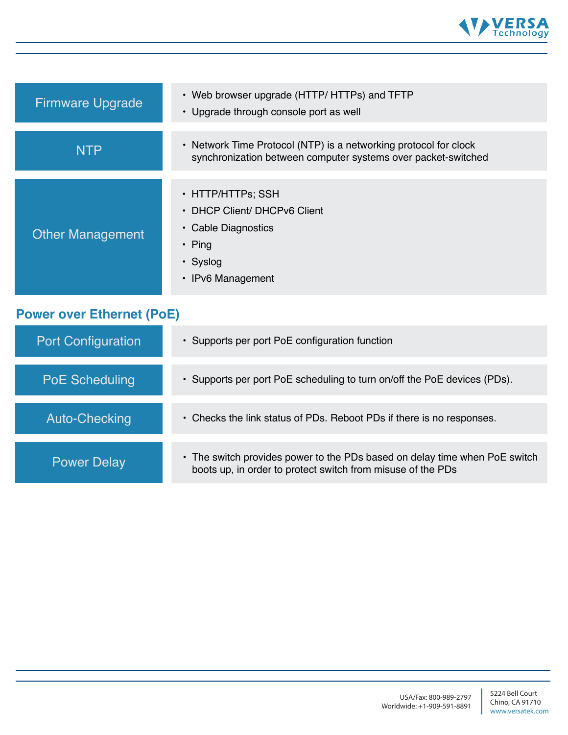| | |
|---|---|
| Firmware Upgrade | • Web browser upgrade (HTTP/ HTTPs) and TFTP<br>• Upgrade through console port as well |
| NTP | • Network Time Protocol (NTP) is a networking protocol for clock synchronization between computer systems over packet-switched |
| Other Management | • HTTP/HTTPs; SSH<br>• DHCP Client/ DHCPv6 Client<br>• Cable Diagnostics<br>• Ping<br>• Syslog<br>• IPv6 Management |

## Power over Ethernet (PoE)

| | |
|---|---|
| Port Configuration | • Supports per port PoE configuration function |
| PoE Scheduling | • Supports per port PoE scheduling to turn on/off the PoE devices (PDs). |
| Auto-Checking | • Checks the link status of PDs. Reboot PDs if there is no responses. |
| Power Delay | • The switch provides power to the PDs based on delay time when PoE switch boots up, in order to protect switch from misuse of the PDs |

USA/Fax: 800-989-2797
Worldwide: +1-909-591-8891

5224 Bell Court
Chino, CA 91710
www.versatek.com